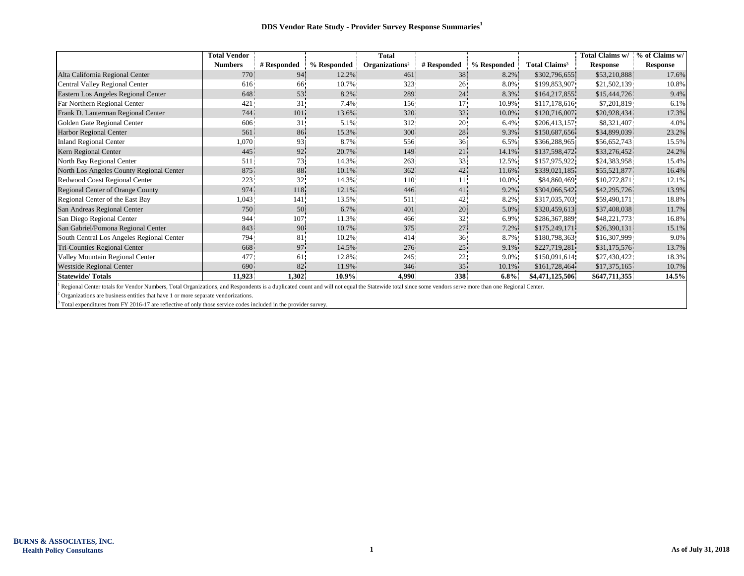# DDS Vendor Rate Study - Provider Survey Response Summaries[1]

| | Total Vendor Numbers | # Responded | % Responded | Total Organizations[2] | # Responded | % Responded | Total Claims[3] | Total Claims w/ Response | % of Claims w/ Response |
|---|---|---|---|---|---|---|---|---|---|
| Alta California Regional Center | 770 | 94 | 12.2% | 461 | 38 | 8.2% | $302,796,655 | $53,210,888 | 17.6% |
| Central Valley Regional Center | 616 | 66 | 10.7% | 323 | 26 | 8.0% | $199,853,907 | $21,502,139 | 10.8% |
| Eastern Los Angeles Regional Center | 648 | 53 | 8.2% | 289 | 24 | 8.3% | $164,217,855 | $15,444,726 | 9.4% |
| Far Northern Regional Center | 421 | 31 | 7.4% | 156 | 17 | 10.9% | $117,178,616 | $7,201,819 | 6.1% |
| Frank D. Lanterman Regional Center | 744 | 101 | 13.6% | 320 | 32 | 10.0% | $120,716,007 | $20,928,434 | 17.3% |
| Golden Gate Regional Center | 606 | 31 | 5.1% | 312 | 20 | 6.4% | $206,413,157 | $8,321,407 | 4.0% |
| Harbor Regional Center | 561 | 86 | 15.3% | 300 | 28 | 9.3% | $150,687,656 | $34,899,039 | 23.2% |
| Inland Regional Center | 1,070 | 93 | 8.7% | 556 | 36 | 6.5% | $366,288,965 | $56,652,743 | 15.5% |
| Kern Regional Center | 445 | 92 | 20.7% | 149 | 21 | 14.1% | $137,598,472 | $33,276,452 | 24.2% |
| North Bay Regional Center | 511 | 73 | 14.3% | 263 | 33 | 12.5% | $157,975,922 | $24,383,958 | 15.4% |
| North Los Angeles County Regional Center | 875 | 88 | 10.1% | 362 | 42 | 11.6% | $339,021,185 | $55,521,877 | 16.4% |
| Redwood Coast Regional Center | 223 | 32 | 14.3% | 110 | 11 | 10.0% | $84,860,469 | $10,272,871 | 12.1% |
| Regional Center of Orange County | 974 | 118 | 12.1% | 446 | 41 | 9.2% | $304,066,542 | $42,295,726 | 13.9% |
| Regional Center of the East Bay | 1,043 | 141 | 13.5% | 511 | 42 | 8.2% | $317,035,703 | $59,490,171 | 18.8% |
| San Andreas Regional Center | 750 | 50 | 6.7% | 401 | 20 | 5.0% | $320,459,613 | $37,408,038 | 11.7% |
| San Diego Regional Center | 944 | 107 | 11.3% | 466 | 32 | 6.9% | $286,367,889 | $48,221,773 | 16.8% |
| San Gabriel/Pomona Regional Center | 843 | 90 | 10.7% | 375 | 27 | 7.2% | $175,249,171 | $26,390,131 | 15.1% |
| South Central Los Angeles Regional Center | 794 | 81 | 10.2% | 414 | 36 | 8.7% | $180,798,363 | $16,307,999 | 9.0% |
| Tri-Counties Regional Center | 668 | 97 | 14.5% | 276 | 25 | 9.1% | $227,719,281 | $31,175,576 | 13.7% |
| Valley Mountain Regional Center | 477 | 61 | 12.8% | 245 | 22 | 9.0% | $150,091,614 | $27,430,422 | 18.3% |
| Westside Regional Center | 690 | 82 | 11.9% | 346 | 35 | 10.1% | $161,728,464 | $17,375,165 | 10.7% |
| **Statewide/ Totals** | **11,923** | **1,302** | **10.9%** | **4,990** | **338** | **6.8%** | **$4,471,125,506** | **$647,711,355** | **14.5%** |

[1] Regional Center totals for Vendor Numbers, Total Organizations, and Respondents is a duplicated count and will not equal the Statewide total since some vendors serve more than one Regional Center.

[2] Organizations are business entities that have 1 or more separate vendorizations.

[3] Total expenditures from FY 2016-17 are reflective of only those service codes included in the provider survey.

BURNS & ASSOCIATES, INC.
Health Policy Consultants

As of July 31, 2018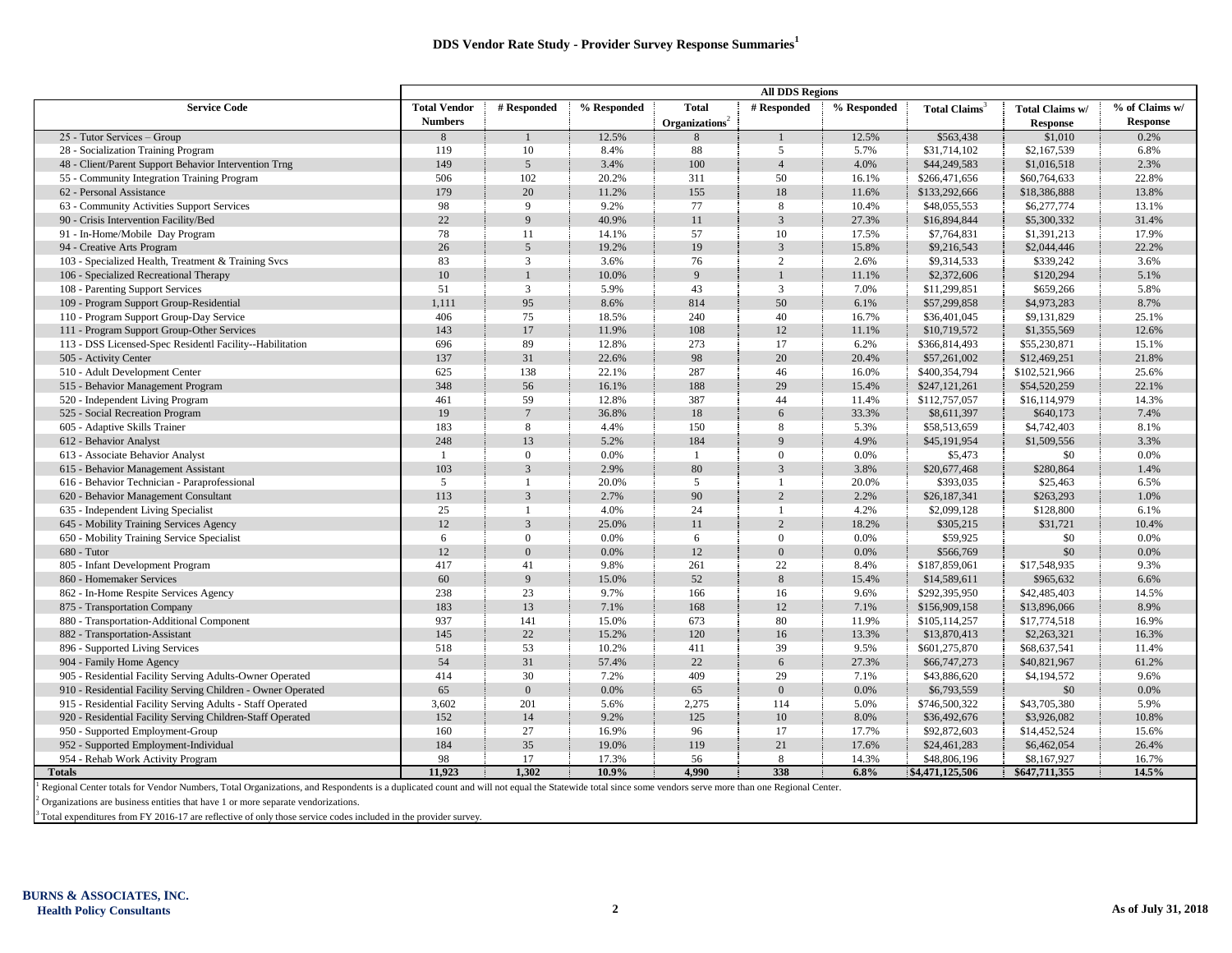## DDS Vendor Rate Study - Provider Survey Response Summaries[1]

| Service Code | All DDS Regions | | | | | | | | |
|---|---|---|---|---|---|---|---|---|---|
| | Total Vendor Numbers | # Responded | % Responded | Total Organizations[2] | # Responded | % Responded | Total Claims[3] | Total Claims w/ Response | % of Claims w/ Response |
| 25 - Tutor Services – Group | 8 | 1 | 12.5% | 8 | 1 | 12.5% | $563,438 | $1,010 | 0.2% |
| 28 - Socialization Training Program | 119 | 10 | 8.4% | 88 | 5 | 5.7% | $31,714,102 | $2,167,539 | 6.8% |
| 48 - Client/Parent Support Behavior Intervention Trng | 149 | 5 | 3.4% | 100 | 4 | 4.0% | $44,249,583 | $1,016,518 | 2.3% |
| 55 - Community Integration Training Program | 506 | 102 | 20.2% | 311 | 50 | 16.1% | $266,471,656 | $60,764,633 | 22.8% |
| 62 - Personal Assistance | 179 | 20 | 11.2% | 155 | 18 | 11.6% | $133,292,666 | $18,386,888 | 13.8% |
| 63 - Community Activities Support Services | 98 | 9 | 9.2% | 77 | 8 | 10.4% | $48,055,553 | $6,277,774 | 13.1% |
| 90 - Crisis Intervention Facility/Bed | 22 | 9 | 40.9% | 11 | 3 | 27.3% | $16,894,844 | $5,300,332 | 31.4% |
| 91 - In-Home/Mobile Day Program | 78 | 11 | 14.1% | 57 | 10 | 17.5% | $7,764,831 | $1,391,213 | 17.9% |
| 94 - Creative Arts Program | 26 | 5 | 19.2% | 19 | 3 | 15.8% | $9,216,543 | $2,044,446 | 22.2% |
| 103 - Specialized Health, Treatment & Training Svcs | 83 | 3 | 3.6% | 76 | 2 | 2.6% | $9,314,533 | $339,242 | 3.6% |
| 106 - Specialized Recreational Therapy | 10 | 1 | 10.0% | 9 | 1 | 11.1% | $2,372,606 | $120,294 | 5.1% |
| 108 - Parenting Support Services | 51 | 3 | 5.9% | 43 | 3 | 7.0% | $11,299,851 | $659,266 | 5.8% |
| 109 - Program Support Group-Residential | 1,111 | 95 | 8.6% | 814 | 50 | 6.1% | $57,299,858 | $4,973,283 | 8.7% |
| 110 - Program Support Group-Day Service | 406 | 75 | 18.5% | 240 | 40 | 16.7% | $36,401,045 | $9,131,829 | 25.1% |
| 111 - Program Support Group-Other Services | 143 | 17 | 11.9% | 108 | 12 | 11.1% | $10,719,572 | $1,355,569 | 12.6% |
| 113 - DSS Licensed-Spec Residentl Facility--Habilitation | 696 | 89 | 12.8% | 273 | 17 | 6.2% | $366,814,493 | $55,230,871 | 15.1% |
| 505 - Activity Center | 137 | 31 | 22.6% | 98 | 20 | 20.4% | $57,261,002 | $12,469,251 | 21.8% |
| 510 - Adult Development Center | 625 | 138 | 22.1% | 287 | 46 | 16.0% | $400,354,794 | $102,521,966 | 25.6% |
| 515 - Behavior Management Program | 348 | 56 | 16.1% | 188 | 29 | 15.4% | $247,121,261 | $54,520,259 | 22.1% |
| 520 - Independent Living Program | 461 | 59 | 12.8% | 387 | 44 | 11.4% | $112,757,057 | $16,114,979 | 14.3% |
| 525 - Social Recreation Program | 19 | 7 | 36.8% | 18 | 6 | 33.3% | $8,611,397 | $640,173 | 7.4% |
| 605 - Adaptive Skills Trainer | 183 | 8 | 4.4% | 150 | 8 | 5.3% | $58,513,659 | $4,742,403 | 8.1% |
| 612 - Behavior Analyst | 248 | 13 | 5.2% | 184 | 9 | 4.9% | $45,191,954 | $1,509,556 | 3.3% |
| 613 - Associate Behavior Analyst | 1 | 0 | 0.0% | 1 | 0 | 0.0% | $5,473 | $0 | 0.0% |
| 615 - Behavior Management Assistant | 103 | 3 | 2.9% | 80 | 3 | 3.8% | $20,677,468 | $280,864 | 1.4% |
| 616 - Behavior Technician - Paraprofessional | 5 | 1 | 20.0% | 5 | 1 | 20.0% | $393,035 | $25,463 | 6.5% |
| 620 - Behavior Management Consultant | 113 | 3 | 2.7% | 90 | 2 | 2.2% | $26,187,341 | $263,293 | 1.0% |
| 635 - Independent Living Specialist | 25 | 1 | 4.0% | 24 | 1 | 4.2% | $2,099,128 | $128,800 | 6.1% |
| 645 - Mobility Training Services Agency | 12 | 3 | 25.0% | 11 | 2 | 18.2% | $305,215 | $31,721 | 10.4% |
| 650 - Mobility Training Service Specialist | 6 | 0 | 0.0% | 6 | 0 | 0.0% | $59,925 | $0 | 0.0% |
| 680 - Tutor | 12 | 0 | 0.0% | 12 | 0 | 0.0% | $566,769 | $0 | 0.0% |
| 805 - Infant Development Program | 417 | 41 | 9.8% | 261 | 22 | 8.4% | $187,859,061 | $17,548,935 | 9.3% |
| 860 - Homemaker Services | 60 | 9 | 15.0% | 52 | 8 | 15.4% | $14,589,611 | $965,632 | 6.6% |
| 862 - In-Home Respite Services Agency | 238 | 23 | 9.7% | 166 | 16 | 9.6% | $292,395,950 | $42,485,403 | 14.5% |
| 875 - Transportation Company | 183 | 13 | 7.1% | 168 | 12 | 7.1% | $156,909,158 | $13,896,066 | 8.9% |
| 880 - Transportation-Additional Component | 937 | 141 | 15.0% | 673 | 80 | 11.9% | $105,114,257 | $17,774,518 | 16.9% |
| 882 - Transportation-Assistant | 145 | 22 | 15.2% | 120 | 16 | 13.3% | $13,870,413 | $2,263,321 | 16.3% |
| 896 - Supported Living Services | 518 | 53 | 10.2% | 411 | 39 | 9.5% | $601,275,870 | $68,637,541 | 11.4% |
| 904 - Family Home Agency | 54 | 31 | 57.4% | 22 | 6 | 27.3% | $66,747,273 | $40,821,967 | 61.2% |
| 905 - Residential Facility Serving Adults-Owner Operated | 414 | 30 | 7.2% | 409 | 29 | 7.1% | $43,886,620 | $4,194,572 | 9.6% |
| 910 - Residential Facility Serving Children - Owner Operated | 65 | 0 | 0.0% | 65 | 0 | 0.0% | $6,793,559 | $0 | 0.0% |
| 915 - Residential Facility Serving Adults - Staff Operated | 3,602 | 201 | 5.6% | 2,275 | 114 | 5.0% | $746,500,322 | $43,705,380 | 5.9% |
| 920 - Residential Facility Serving Children-Staff Operated | 152 | 14 | 9.2% | 125 | 10 | 8.0% | $36,492,676 | $3,926,082 | 10.8% |
| 950 - Supported Employment-Group | 160 | 27 | 16.9% | 96 | 17 | 17.7% | $92,872,603 | $14,452,524 | 15.6% |
| 952 - Supported Employment-Individual | 184 | 35 | 19.0% | 119 | 21 | 17.6% | $24,461,283 | $6,462,054 | 26.4% |
| 954 - Rehab Work Activity Program | 98 | 17 | 17.3% | 56 | 8 | 14.3% | $48,806,196 | $8,167,927 | 16.7% |
| **Totals** | **11,923** | **1,302** | **10.9%** | **4,990** | **338** | **6.8%** | **$4,471,125,506** | **$647,711,355** | **14.5%** |

[1] Regional Center totals for Vendor Numbers, Total Organizations, and Respondents is a duplicated count and will not equal the Statewide total since some vendors serve more than one Regional Center.

[2] Organizations are business entities that have 1 or more separate vendorizations.

[3] Total expenditures from FY 2016-17 are reflective of only those service codes included in the provider survey.

**BURNS & ASSOCIATES, INC.**
**Health Policy Consultants**

**As of July 31, 2018**